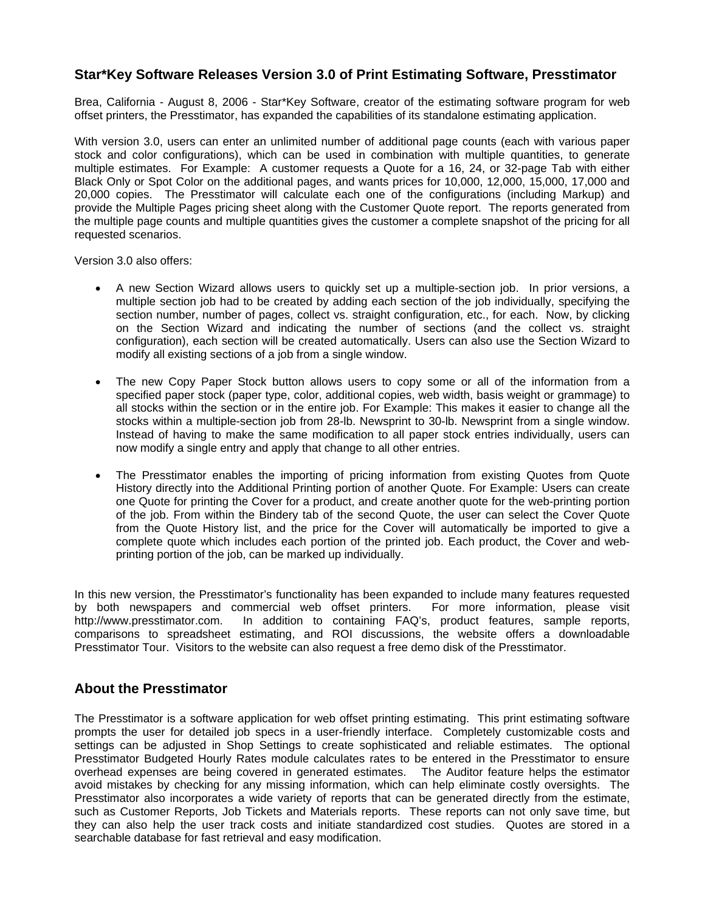## Star*Key Software Releases Version 3.0 of Print Estimating Software, Presstimator

Brea, California - August 8, 2006 - Star*Key Software, creator of the estimating software program for web offset printers, the Presstimator, has expanded the capabilities of its standalone estimating application.

With version 3.0, users can enter an unlimited number of additional page counts (each with various paper stock and color configurations), which can be used in combination with multiple quantities, to generate multiple estimates. For Example: A customer requests a Quote for a 16, 24, or 32-page Tab with either Black Only or Spot Color on the additional pages, and wants prices for 10,000, 12,000, 15,000, 17,000 and 20,000 copies. The Presstimator will calculate each one of the configurations (including Markup) and provide the Multiple Pages pricing sheet along with the Customer Quote report. The reports generated from the multiple page counts and multiple quantities gives the customer a complete snapshot of the pricing for all requested scenarios.

Version 3.0 also offers:

- A new Section Wizard allows users to quickly set up a multiple-section job. In prior versions, a multiple section job had to be created by adding each section of the job individually, specifying the section number, number of pages, collect vs. straight configuration, etc., for each. Now, by clicking on the Section Wizard and indicating the number of sections (and the collect vs. straight configuration), each section will be created automatically. Users can also use the Section Wizard to modify all existing sections of a job from a single window.

- The new Copy Paper Stock button allows users to copy some or all of the information from a specified paper stock (paper type, color, additional copies, web width, basis weight or grammage) to all stocks within the section or in the entire job. For Example: This makes it easier to change all the stocks within a multiple-section job from 28-lb. Newsprint to 30-lb. Newsprint from a single window. Instead of having to make the same modification to all paper stock entries individually, users can now modify a single entry and apply that change to all other entries.

- The Presstimator enables the importing of pricing information from existing Quotes from Quote History directly into the Additional Printing portion of another Quote. For Example: Users can create one Quote for printing the Cover for a product, and create another quote for the web-printing portion of the job. From within the Bindery tab of the second Quote, the user can select the Cover Quote from the Quote History list, and the price for the Cover will automatically be imported to give a complete quote which includes each portion of the printed job. Each product, the Cover and web-printing portion of the job, can be marked up individually.

In this new version, the Presstimator's functionality has been expanded to include many features requested by both newspapers and commercial web offset printers. For more information, please visit http://www.presstimator.com. In addition to containing FAQ's, product features, sample reports, comparisons to spreadsheet estimating, and ROI discussions, the website offers a downloadable Presstimator Tour. Visitors to the website can also request a free demo disk of the Presstimator.

## About the Presstimator

The Presstimator is a software application for web offset printing estimating. This print estimating software prompts the user for detailed job specs in a user-friendly interface. Completely customizable costs and settings can be adjusted in Shop Settings to create sophisticated and reliable estimates. The optional Presstimator Budgeted Hourly Rates module calculates rates to be entered in the Presstimator to ensure overhead expenses are being covered in generated estimates. The Auditor feature helps the estimator avoid mistakes by checking for any missing information, which can help eliminate costly oversights. The Presstimator also incorporates a wide variety of reports that can be generated directly from the estimate, such as Customer Reports, Job Tickets and Materials reports. These reports can not only save time, but they can also help the user track costs and initiate standardized cost studies. Quotes are stored in a searchable database for fast retrieval and easy modification.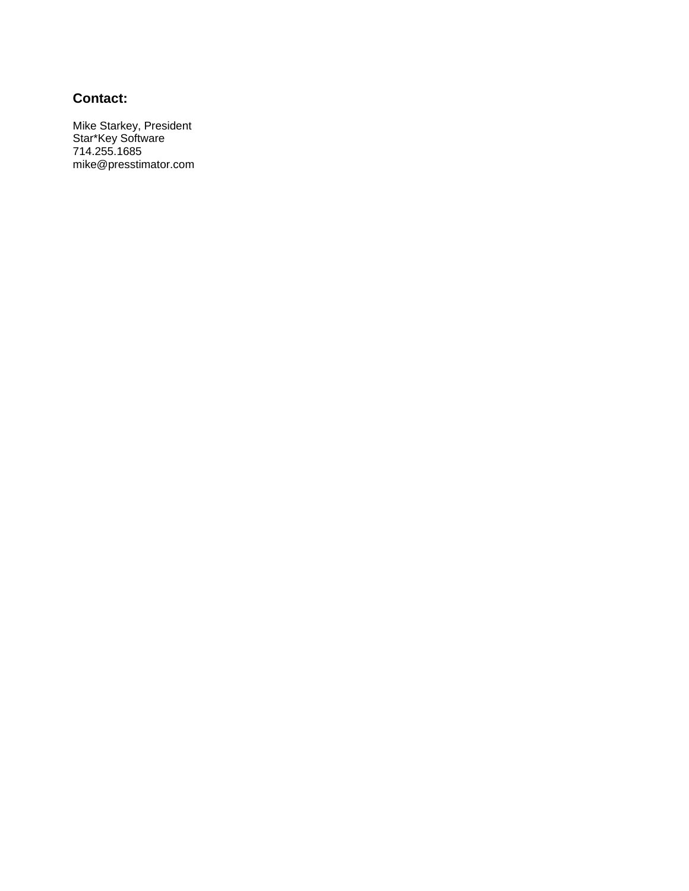### Contact:

Mike Starkey, President  
Star*Key Software  
714.255.1685  
mike@presstimator.com